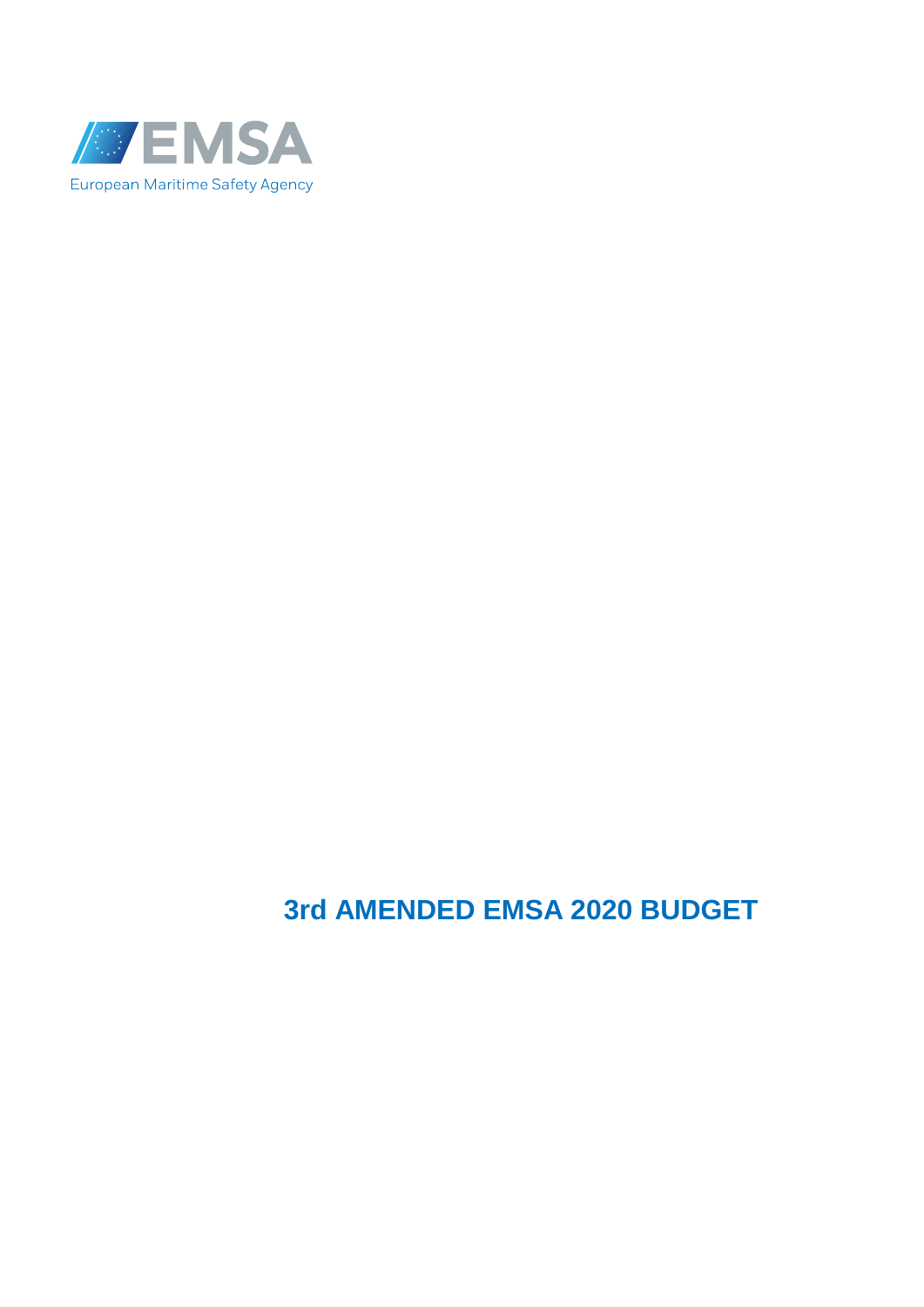EMSA

European Maritime Safety Agency

# 3rd AMENDED EMSA 2020 BUDGET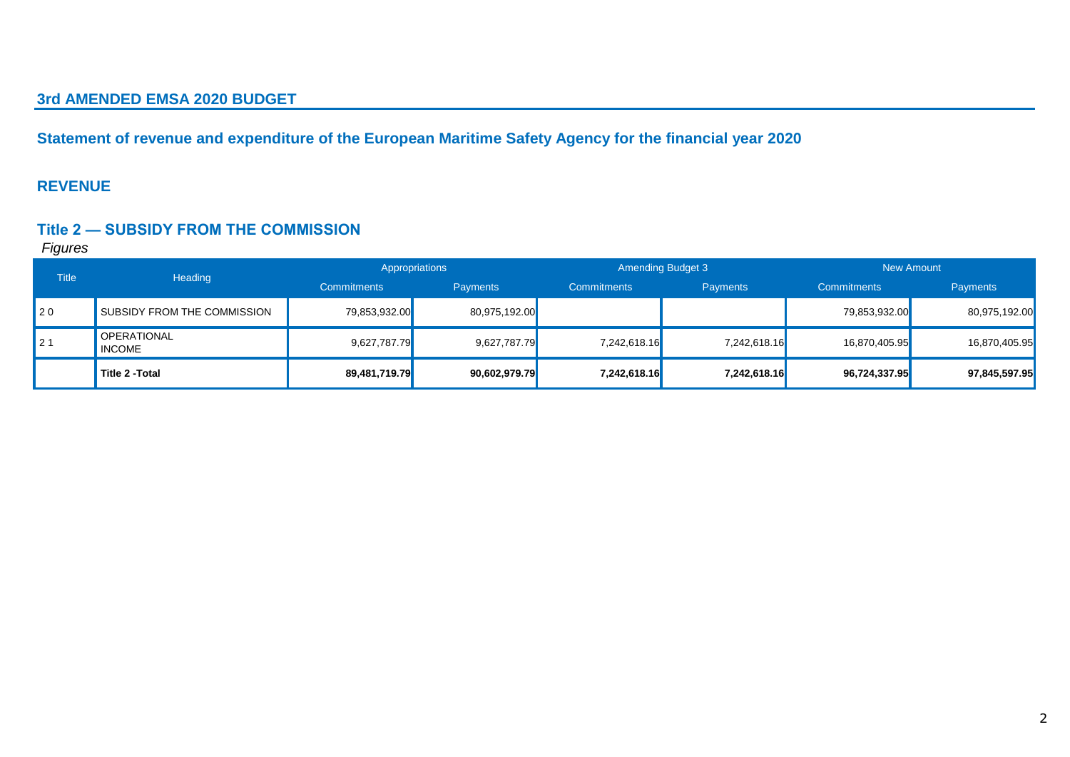## 3rd AMENDED EMSA 2020 BUDGET

### Statement of revenue and expenditure of the European Maritime Safety Agency for the financial year 2020

### REVENUE

### Title 2 — SUBSIDY FROM THE COMMISSION

*Figures*

| Title | Heading | Appropriations | | Amending Budget 3 | | New Amount | |
|---|---|---|---|---|---|---|---|
| | | Commitments | Payments | Commitments | Payments | Commitments | Payments |
| 2 0 | SUBSIDY FROM THE COMMISSION | 79,853,932.00 | 80,975,192.00 | | | 79,853,932.00 | 80,975,192.00 |
| 2 1 | OPERATIONAL INCOME | 9,627,787.79 | 9,627,787.79 | 7,242,618.16 | 7,242,618.16 | 16,870,405.95 | 16,870,405.95 |
| | **Title 2 -Total** | **89,481,719.79** | **90,602,979.79** | **7,242,618.16** | **7,242,618.16** | **96,724,337.95** | **97,845,597.95** |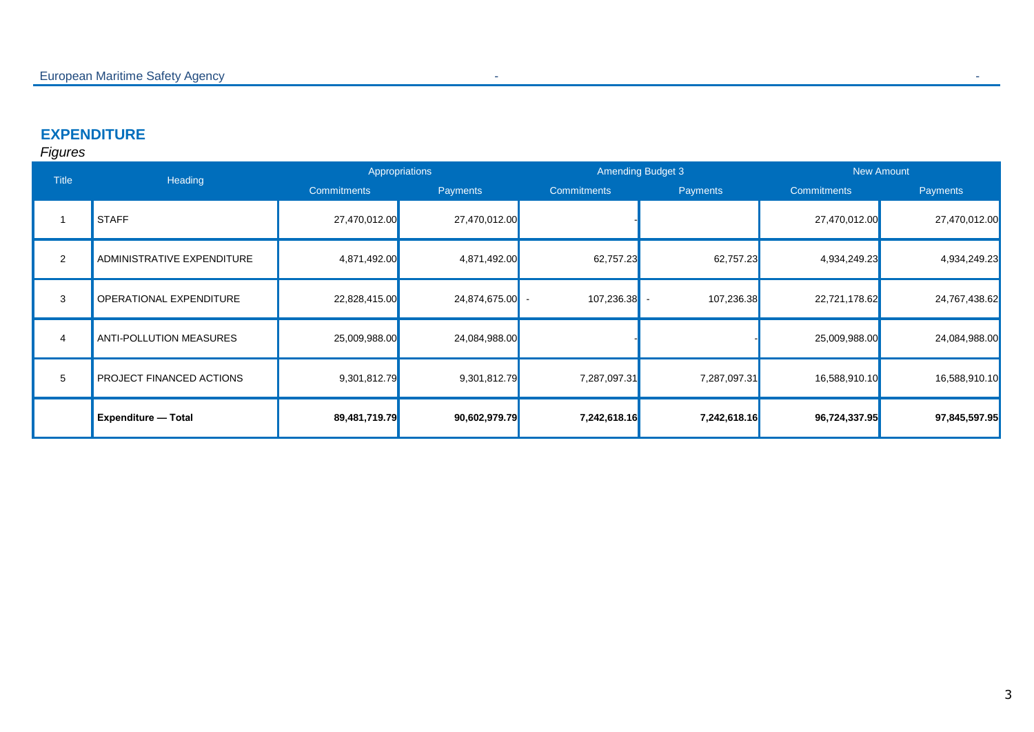## EXPENDITURE

*Figures*

| Title | Heading | Appropriations | | Amending Budget 3 | | New Amount | |
|---|---|---|---|---|---|---|---|
| | | Commitments | Payments | Commitments | Payments | Commitments | Payments |
| 1 | STAFF | 27,470,012.00 | 27,470,012.00 | - | | 27,470,012.00 | 27,470,012.00 |
| 2 | ADMINISTRATIVE EXPENDITURE | 4,871,492.00 | 4,871,492.00 | 62,757.23 | 62,757.23 | 4,934,249.23 | 4,934,249.23 |
| 3 | OPERATIONAL EXPENDITURE | 22,828,415.00 | 24,874,675.00 | - 107,236.38 | - 107,236.38 | 22,721,178.62 | 24,767,438.62 |
| 4 | ANTI-POLLUTION MEASURES | 25,009,988.00 | 24,084,988.00 | - | - | 25,009,988.00 | 24,084,988.00 |
| 5 | PROJECT FINANCED ACTIONS | 9,301,812.79 | 9,301,812.79 | 7,287,097.31 | 7,287,097.31 | 16,588,910.10 | 16,588,910.10 |
| | **Expenditure — Total** | **89,481,719.79** | **90,602,979.79** | **7,242,618.16** | **7,242,618.16** | **96,724,337.95** | **97,845,597.95** |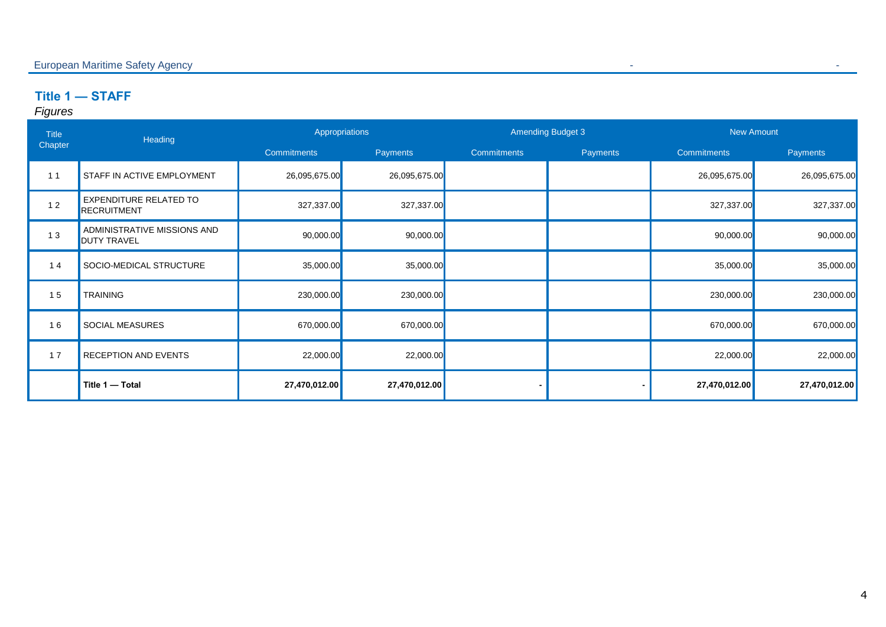## Title 1 — STAFF

*Figures*

| Title Chapter | Heading | Appropriations | | Amending Budget 3 | | New Amount | |
|---|---|---|---|---|---|---|---|
| | | Commitments | Payments | Commitments | Payments | Commitments | Payments |
| 1 1 | STAFF IN ACTIVE EMPLOYMENT | 26,095,675.00 | 26,095,675.00 | | | 26,095,675.00 | 26,095,675.00 |
| 1 2 | EXPENDITURE RELATED TO RECRUITMENT | 327,337.00 | 327,337.00 | | | 327,337.00 | 327,337.00 |
| 1 3 | ADMINISTRATIVE MISSIONS AND DUTY TRAVEL | 90,000.00 | 90,000.00 | | | 90,000.00 | 90,000.00 |
| 1 4 | SOCIO-MEDICAL STRUCTURE | 35,000.00 | 35,000.00 | | | 35,000.00 | 35,000.00 |
| 1 5 | TRAINING | 230,000.00 | 230,000.00 | | | 230,000.00 | 230,000.00 |
| 1 6 | SOCIAL MEASURES | 670,000.00 | 670,000.00 | | | 670,000.00 | 670,000.00 |
| 1 7 | RECEPTION AND EVENTS | 22,000.00 | 22,000.00 | | | 22,000.00 | 22,000.00 |
| | **Title 1 — Total** | **27,470,012.00** | **27,470,012.00** | **-** | **-** | **27,470,012.00** | **27,470,012.00** |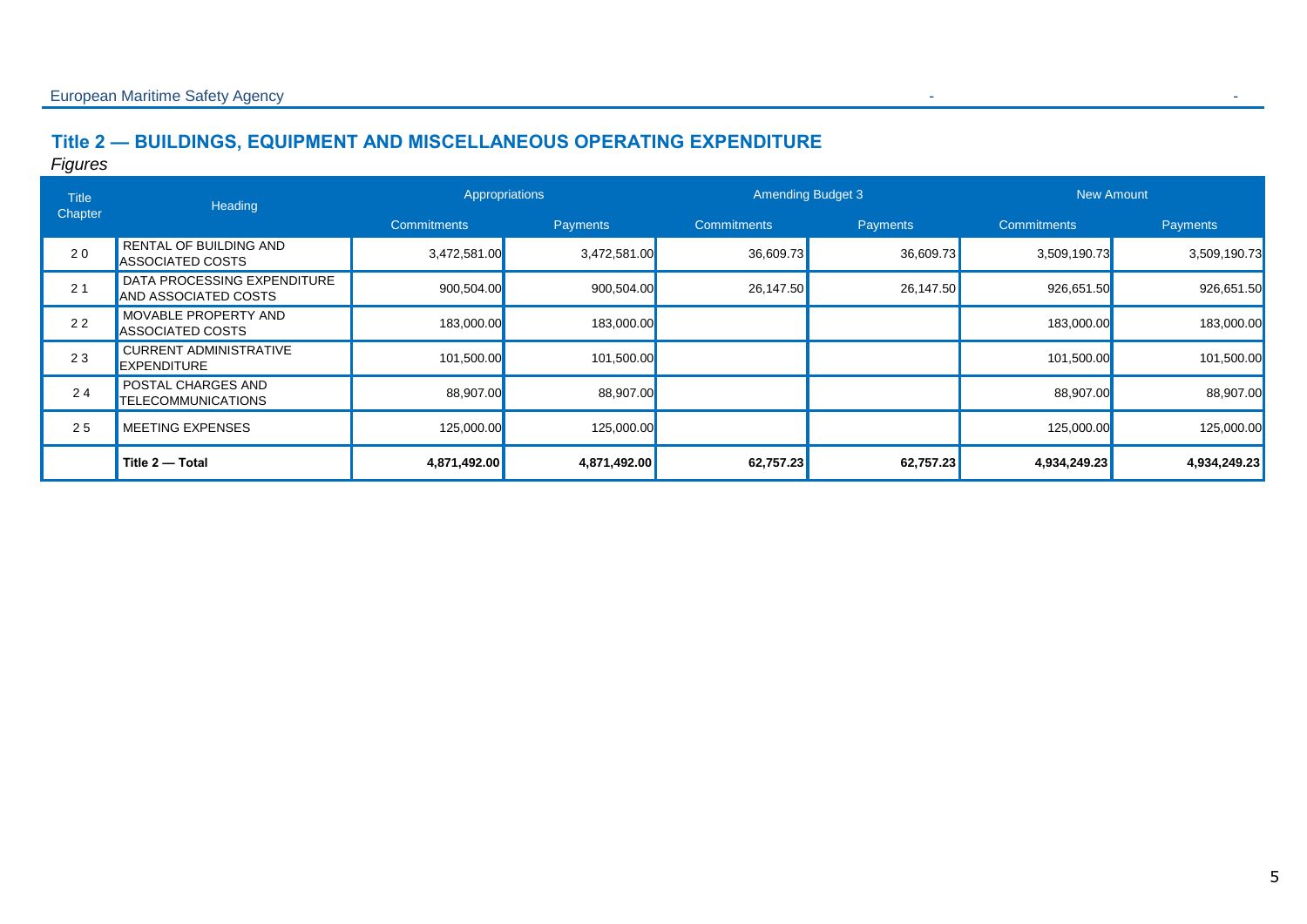## Title 2 — BUILDINGS, EQUIPMENT AND MISCELLANEOUS OPERATING EXPENDITURE

*Figures*

| Title Chapter | Heading | Appropriations | | Amending Budget 3 | | New Amount | |
|---|---|---|---|---|---|---|---|
| | | Commitments | Payments | Commitments | Payments | Commitments | Payments |
| 2 0 | RENTAL OF BUILDING AND ASSOCIATED COSTS | 3,472,581.00 | 3,472,581.00 | 36,609.73 | 36,609.73 | 3,509,190.73 | 3,509,190.73 |
| 2 1 | DATA PROCESSING EXPENDITURE AND ASSOCIATED COSTS | 900,504.00 | 900,504.00 | 26,147.50 | 26,147.50 | 926,651.50 | 926,651.50 |
| 2 2 | MOVABLE PROPERTY AND ASSOCIATED COSTS | 183,000.00 | 183,000.00 | | | 183,000.00 | 183,000.00 |
| 2 3 | CURRENT ADMINISTRATIVE EXPENDITURE | 101,500.00 | 101,500.00 | | | 101,500.00 | 101,500.00 |
| 2 4 | POSTAL CHARGES AND TELECOMMUNICATIONS | 88,907.00 | 88,907.00 | | | 88,907.00 | 88,907.00 |
| 2 5 | MEETING EXPENSES | 125,000.00 | 125,000.00 | | | 125,000.00 | 125,000.00 |
| | **Title 2 — Total** | **4,871,492.00** | **4,871,492.00** | **62,757.23** | **62,757.23** | **4,934,249.23** | **4,934,249.23** |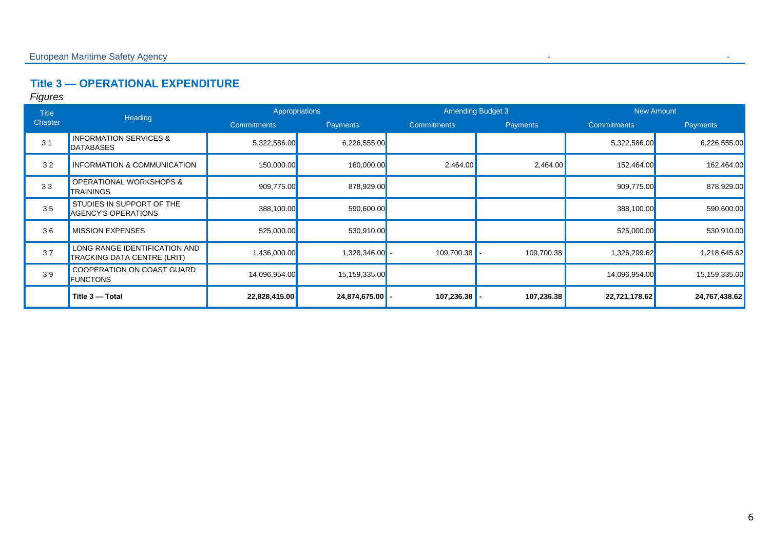## Title 3 — OPERATIONAL EXPENDITURE

*Figures*

| Title Chapter | Heading | Appropriations | | Amending Budget 3 | | New Amount | |
|---|---|---|---|---|---|---|---|
| | | Commitments | Payments | Commitments | Payments | Commitments | Payments |
| 3 1 | INFORMATION SERVICES & DATABASES | 5,322,586.00 | 6,226,555.00 | | | 5,322,586.00 | 6,226,555.00 |
| 3 2 | INFORMATION & COMMUNICATION | 150,000.00 | 160,000.00 | 2,464.00 | 2,464.00 | 152,464.00 | 162,464.00 |
| 3 3 | OPERATIONAL WORKSHOPS & TRAININGS | 909,775.00 | 878,929.00 | | | 909,775.00 | 878,929.00 |
| 3 5 | STUDIES IN SUPPORT OF THE AGENCY'S OPERATIONS | 388,100.00 | 590,600.00 | | | 388,100.00 | 590,600.00 |
| 3 6 | MISSION EXPENSES | 525,000.00 | 530,910.00 | | | 525,000.00 | 530,910.00 |
| 3 7 | LONG RANGE IDENTIFICATION AND TRACKING DATA CENTRE (LRIT) | 1,436,000.00 | 1,328,346.00 | - 109,700.38 | - 109,700.38 | 1,326,299.62 | 1,218,645.62 |
| 3 9 | COOPERATION ON COAST GUARD FUNCTONS | 14,096,954.00 | 15,159,335.00 | | | 14,096,954.00 | 15,159,335.00 |
| | **Title 3 — Total** | **22,828,415.00** | **24,874,675.00** | **- 107,236.38** | **- 107,236.38** | **22,721,178.62** | **24,767,438.62** |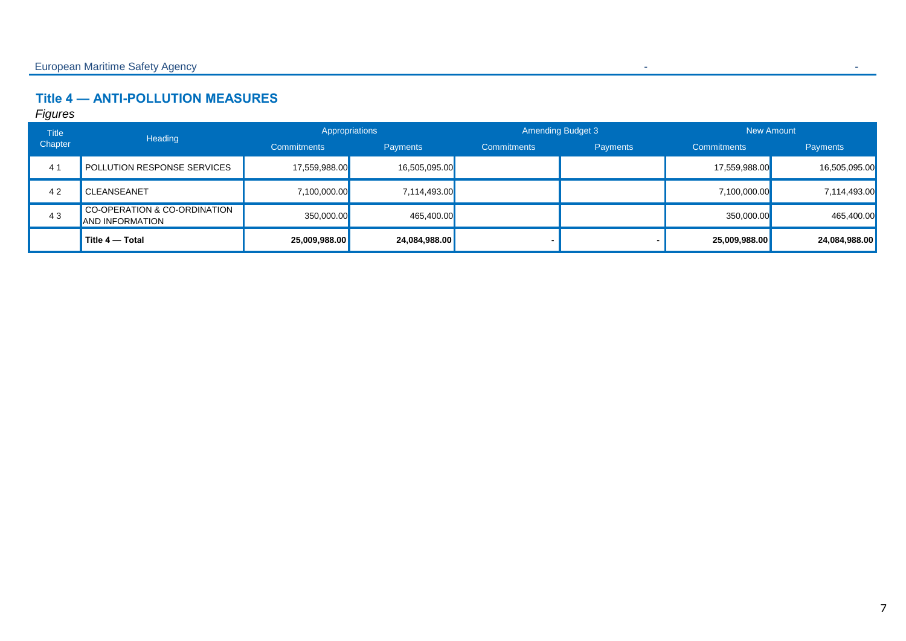## Title 4 — ANTI-POLLUTION MEASURES

*Figures*

| Title Chapter | Heading | Appropriations | | Amending Budget 3 | | New Amount | |
|---|---|---|---|---|---|---|---|
| | | Commitments | Payments | Commitments | Payments | Commitments | Payments |
| 4 1 | POLLUTION RESPONSE SERVICES | 17,559,988.00 | 16,505,095.00 | | | 17,559,988.00 | 16,505,095.00 |
| 4 2 | CLEANSEANET | 7,100,000.00 | 7,114,493.00 | | | 7,100,000.00 | 7,114,493.00 |
| 4 3 | CO-OPERATION & CO-ORDINATION AND INFORMATION | 350,000.00 | 465,400.00 | | | 350,000.00 | 465,400.00 |
| | **Title 4 — Total** | **25,009,988.00** | **24,084,988.00** | **-** | **-** | **25,009,988.00** | **24,084,988.00** |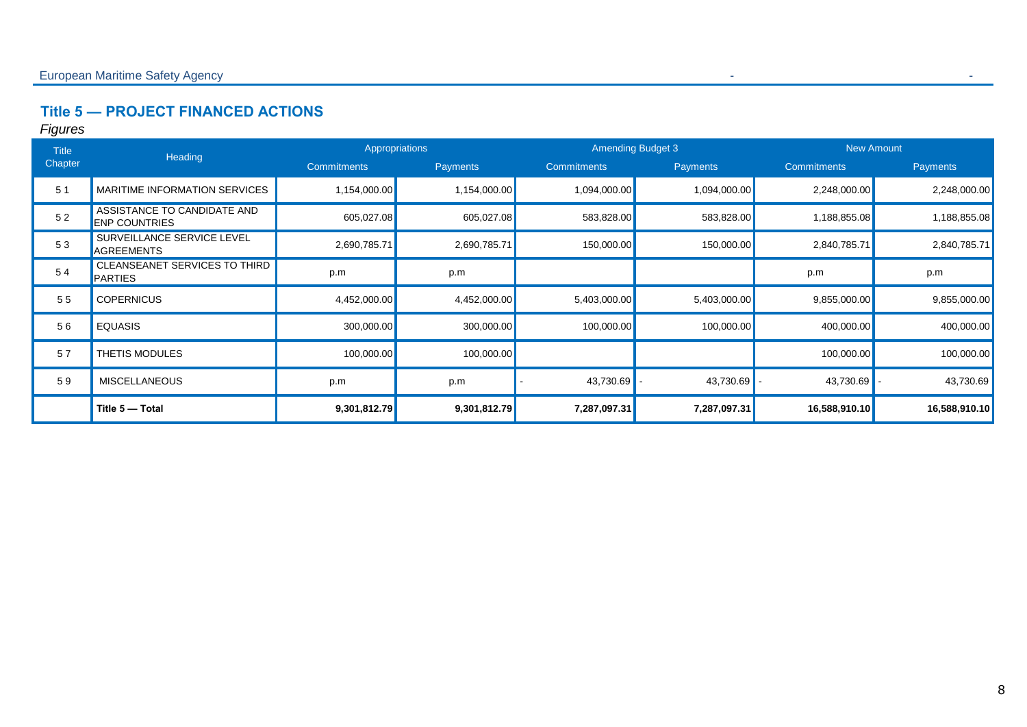## Title 5 — PROJECT FINANCED ACTIONS

*Figures*

| Title Chapter | Heading | Appropriations | | Amending Budget 3 | | New Amount | |
|---|---|---|---|---|---|---|---|
| | | Commitments | Payments | Commitments | Payments | Commitments | Payments |
| 5 1 | MARITIME INFORMATION SERVICES | 1,154,000.00 | 1,154,000.00 | 1,094,000.00 | 1,094,000.00 | 2,248,000.00 | 2,248,000.00 |
| 5 2 | ASSISTANCE TO CANDIDATE AND ENP COUNTRIES | 605,027.08 | 605,027.08 | 583,828.00 | 583,828.00 | 1,188,855.08 | 1,188,855.08 |
| 5 3 | SURVEILLANCE SERVICE LEVEL AGREEMENTS | 2,690,785.71 | 2,690,785.71 | 150,000.00 | 150,000.00 | 2,840,785.71 | 2,840,785.71 |
| 5 4 | CLEANSEANET SERVICES TO THIRD PARTIES | p.m | p.m | | | p.m | p.m |
| 5 5 | COPERNICUS | 4,452,000.00 | 4,452,000.00 | 5,403,000.00 | 5,403,000.00 | 9,855,000.00 | 9,855,000.00 |
| 5 6 | EQUASIS | 300,000.00 | 300,000.00 | 100,000.00 | 100,000.00 | 400,000.00 | 400,000.00 |
| 5 7 | THETIS MODULES | 100,000.00 | 100,000.00 | | | 100,000.00 | 100,000.00 |
| 5 9 | MISCELLANEOUS | p.m | p.m | - 43,730.69 | - 43,730.69 | - 43,730.69 | - 43,730.69 |
| | **Title 5 — Total** | **9,301,812.79** | **9,301,812.79** | **7,287,097.31** | **7,287,097.31** | **16,588,910.10** | **16,588,910.10** |